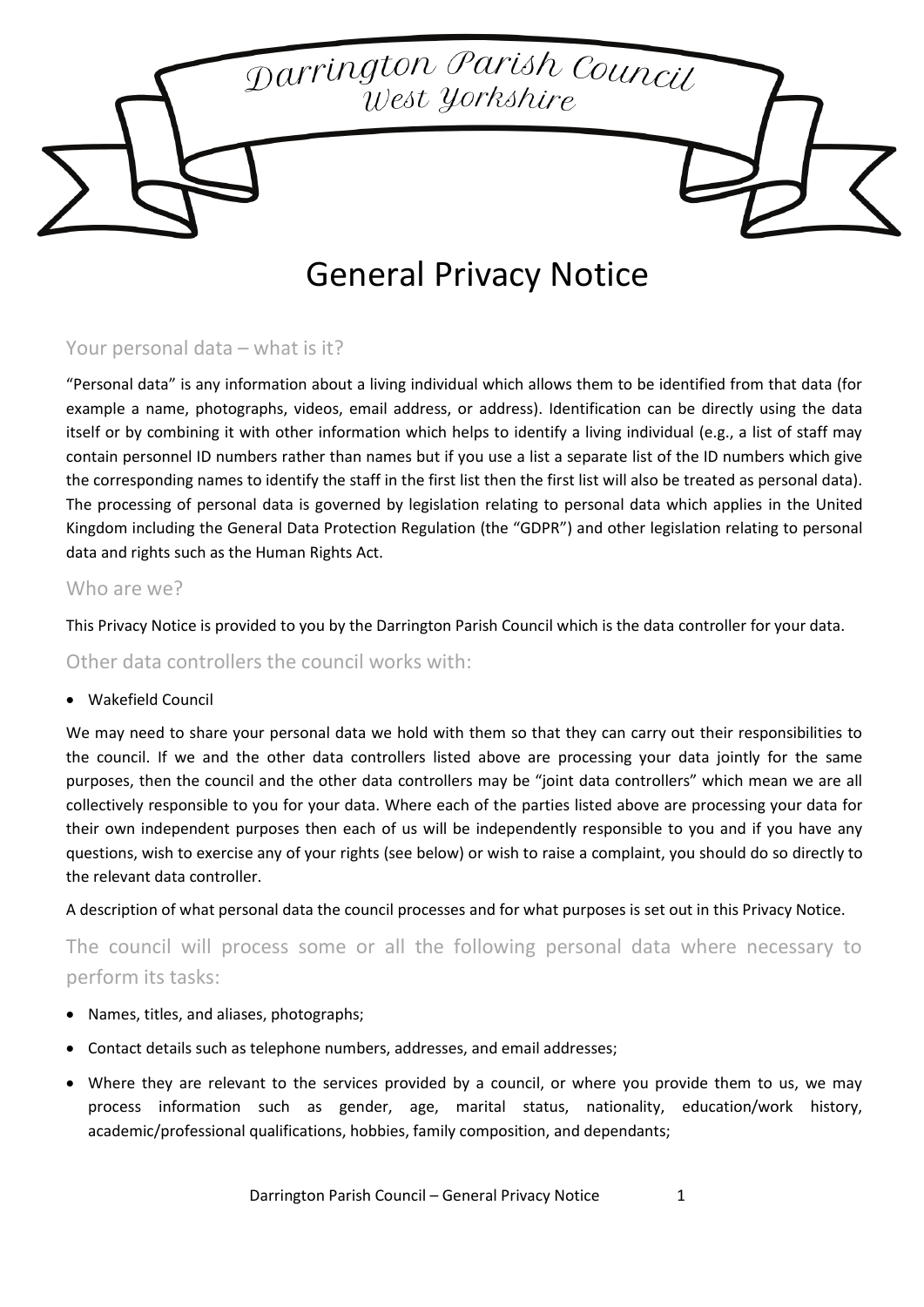Darrington Parish Council
West Yorkshire

# General Privacy Notice

## Your personal data – what is it?

"Personal data" is any information about a living individual which allows them to be identified from that data (for example a name, photographs, videos, email address, or address). Identification can be directly using the data itself or by combining it with other information which helps to identify a living individual (e.g., a list of staff may contain personnel ID numbers rather than names but if you use a list a separate list of the ID numbers which give the corresponding names to identify the staff in the first list then the first list will also be treated as personal data). The processing of personal data is governed by legislation relating to personal data which applies in the United Kingdom including the General Data Protection Regulation (the "GDPR") and other legislation relating to personal data and rights such as the Human Rights Act.

## Who are we?

This Privacy Notice is provided to you by the Darrington Parish Council which is the data controller for your data.

## Other data controllers the council works with:

- Wakefield Council

We may need to share your personal data we hold with them so that they can carry out their responsibilities to the council. If we and the other data controllers listed above are processing your data jointly for the same purposes, then the council and the other data controllers may be "joint data controllers" which mean we are all collectively responsible to you for your data. Where each of the parties listed above are processing your data for their own independent purposes then each of us will be independently responsible to you and if you have any questions, wish to exercise any of your rights (see below) or wish to raise a complaint, you should do so directly to the relevant data controller.

A description of what personal data the council processes and for what purposes is set out in this Privacy Notice.

## The council will process some or all the following personal data where necessary to perform its tasks:

- Names, titles, and aliases, photographs;
- Contact details such as telephone numbers, addresses, and email addresses;
- Where they are relevant to the services provided by a council, or where you provide them to us, we may process information such as gender, age, marital status, nationality, education/work history, academic/professional qualifications, hobbies, family composition, and dependants;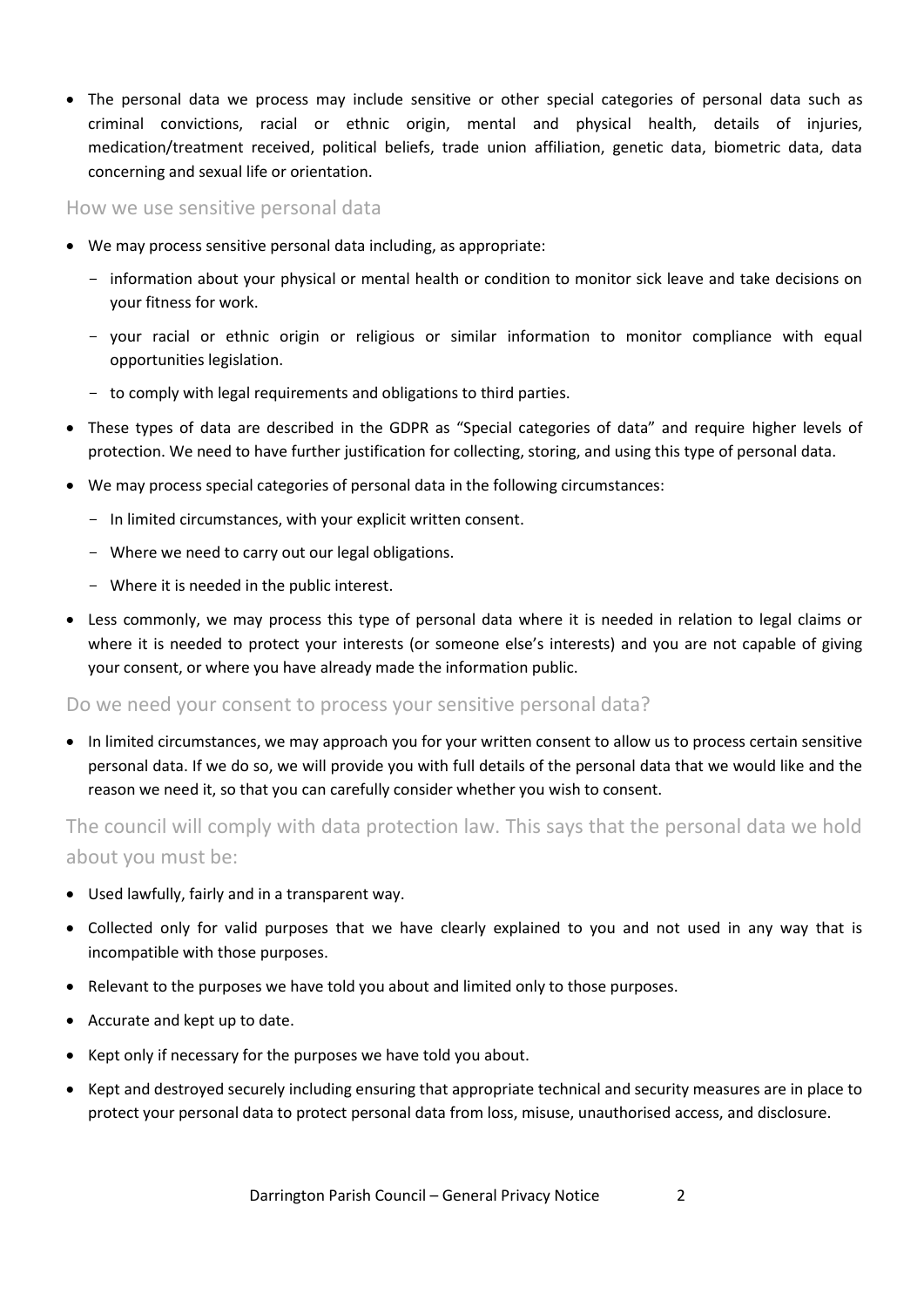- The personal data we process may include sensitive or other special categories of personal data such as criminal convictions, racial or ethnic origin, mental and physical health, details of injuries, medication/treatment received, political beliefs, trade union affiliation, genetic data, biometric data, data concerning and sexual life or orientation.

### How we use sensitive personal data

- We may process sensitive personal data including, as appropriate:
  - information about your physical or mental health or condition to monitor sick leave and take decisions on your fitness for work.
  - your racial or ethnic origin or religious or similar information to monitor compliance with equal opportunities legislation.
  - to comply with legal requirements and obligations to third parties.
- These types of data are described in the GDPR as "Special categories of data" and require higher levels of protection. We need to have further justification for collecting, storing, and using this type of personal data.
- We may process special categories of personal data in the following circumstances:
  - In limited circumstances, with your explicit written consent.
  - Where we need to carry out our legal obligations.
  - Where it is needed in the public interest.
- Less commonly, we may process this type of personal data where it is needed in relation to legal claims or where it is needed to protect your interests (or someone else's interests) and you are not capable of giving your consent, or where you have already made the information public.

### Do we need your consent to process your sensitive personal data?

- In limited circumstances, we may approach you for your written consent to allow us to process certain sensitive personal data. If we do so, we will provide you with full details of the personal data that we would like and the reason we need it, so that you can carefully consider whether you wish to consent.

## The council will comply with data protection law. This says that the personal data we hold about you must be:

- Used lawfully, fairly and in a transparent way.
- Collected only for valid purposes that we have clearly explained to you and not used in any way that is incompatible with those purposes.
- Relevant to the purposes we have told you about and limited only to those purposes.
- Accurate and kept up to date.
- Kept only if necessary for the purposes we have told you about.
- Kept and destroyed securely including ensuring that appropriate technical and security measures are in place to protect your personal data to protect personal data from loss, misuse, unauthorised access, and disclosure.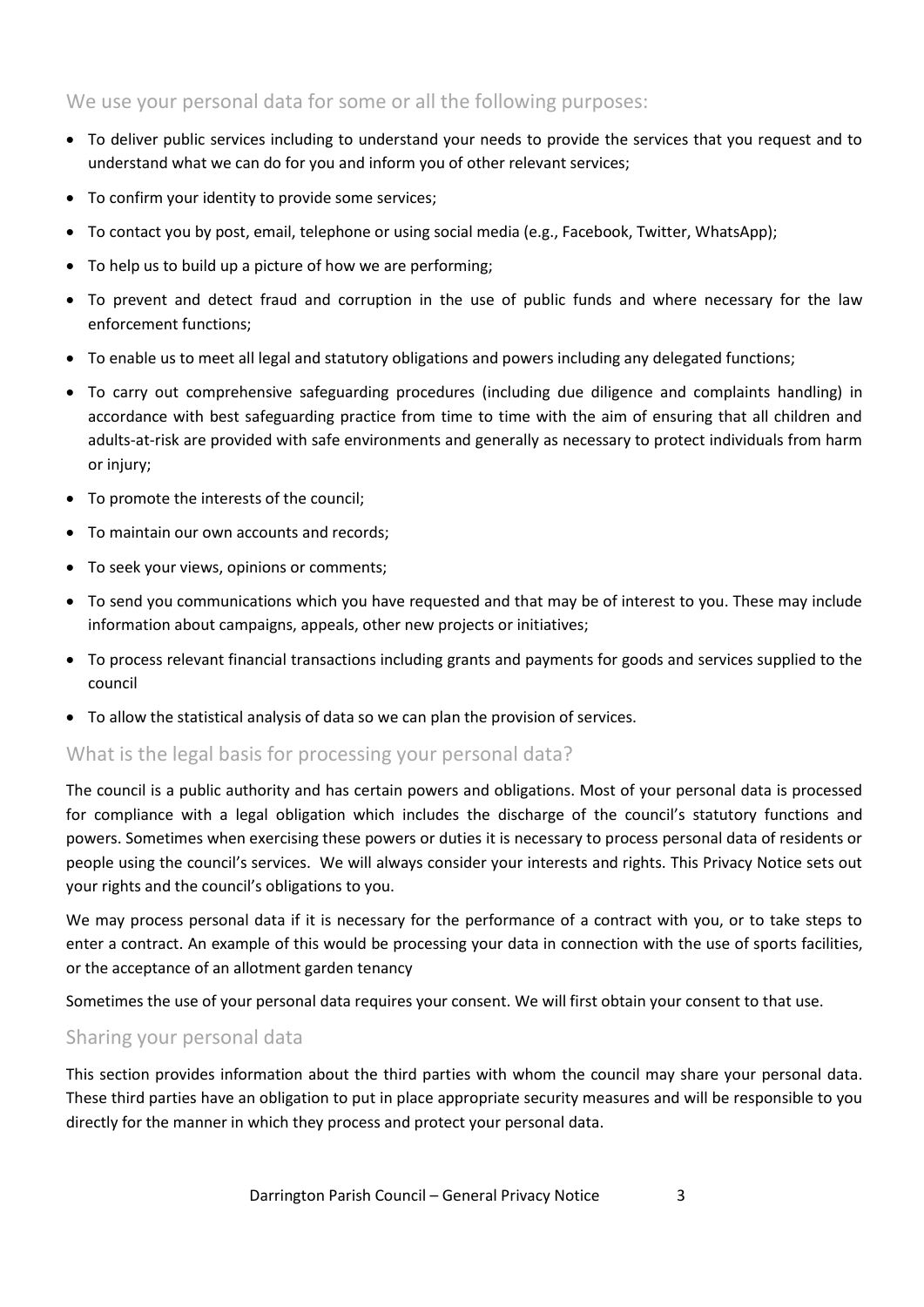## We use your personal data for some or all the following purposes:

- To deliver public services including to understand your needs to provide the services that you request and to understand what we can do for you and inform you of other relevant services;
- To confirm your identity to provide some services;
- To contact you by post, email, telephone or using social media (e.g., Facebook, Twitter, WhatsApp);
- To help us to build up a picture of how we are performing;
- To prevent and detect fraud and corruption in the use of public funds and where necessary for the law enforcement functions;
- To enable us to meet all legal and statutory obligations and powers including any delegated functions;
- To carry out comprehensive safeguarding procedures (including due diligence and complaints handling) in accordance with best safeguarding practice from time to time with the aim of ensuring that all children and adults-at-risk are provided with safe environments and generally as necessary to protect individuals from harm or injury;
- To promote the interests of the council;
- To maintain our own accounts and records;
- To seek your views, opinions or comments;
- To send you communications which you have requested and that may be of interest to you. These may include information about campaigns, appeals, other new projects or initiatives;
- To process relevant financial transactions including grants and payments for goods and services supplied to the council
- To allow the statistical analysis of data so we can plan the provision of services.

## What is the legal basis for processing your personal data?

The council is a public authority and has certain powers and obligations. Most of your personal data is processed for compliance with a legal obligation which includes the discharge of the council's statutory functions and powers. Sometimes when exercising these powers or duties it is necessary to process personal data of residents or people using the council's services. We will always consider your interests and rights. This Privacy Notice sets out your rights and the council's obligations to you.

We may process personal data if it is necessary for the performance of a contract with you, or to take steps to enter a contract. An example of this would be processing your data in connection with the use of sports facilities, or the acceptance of an allotment garden tenancy

Sometimes the use of your personal data requires your consent. We will first obtain your consent to that use.

## Sharing your personal data

This section provides information about the third parties with whom the council may share your personal data. These third parties have an obligation to put in place appropriate security measures and will be responsible to you directly for the manner in which they process and protect your personal data.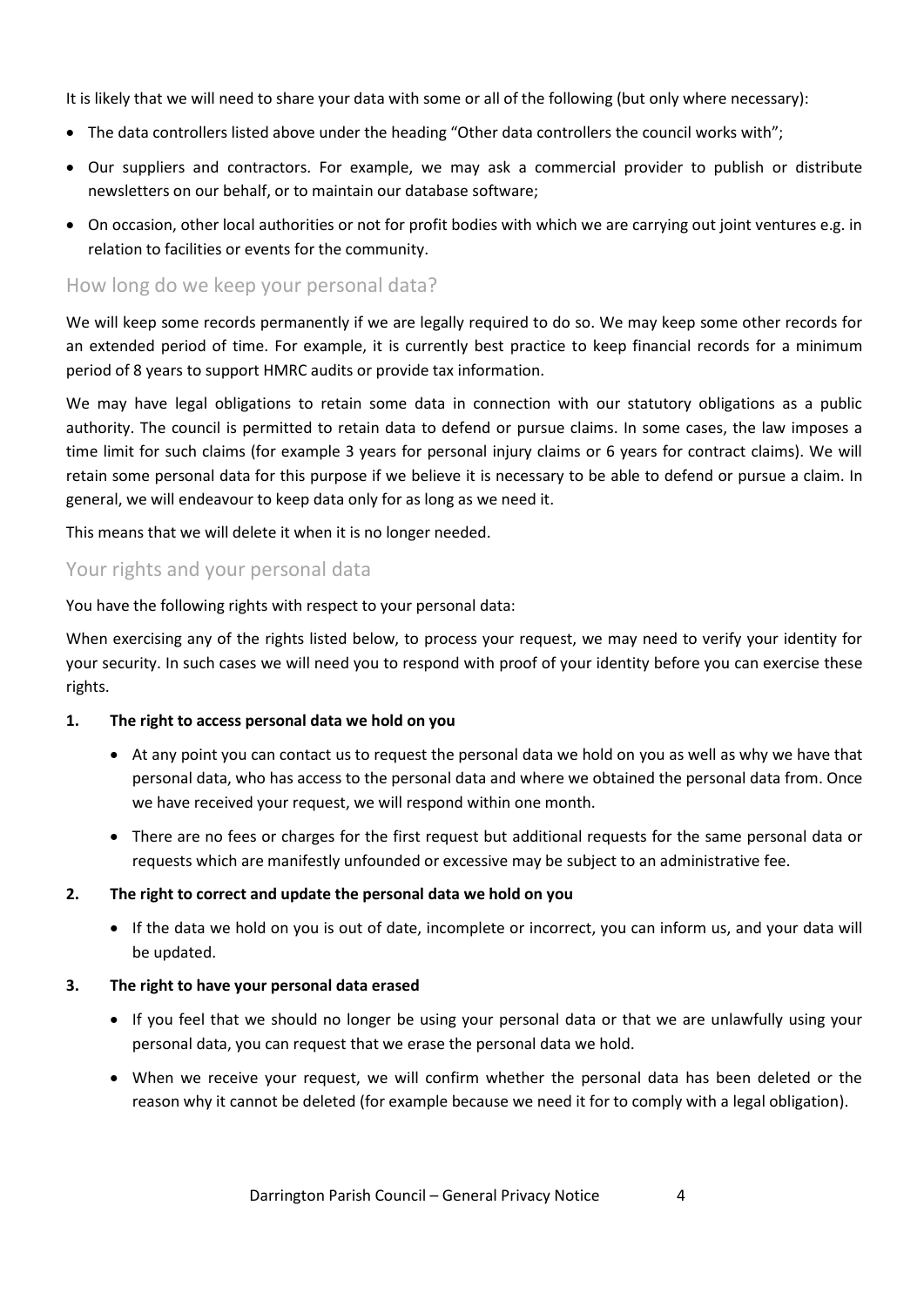It is likely that we will need to share your data with some or all of the following (but only where necessary):

- The data controllers listed above under the heading "Other data controllers the council works with";
- Our suppliers and contractors. For example, we may ask a commercial provider to publish or distribute newsletters on our behalf, or to maintain our database software;
- On occasion, other local authorities or not for profit bodies with which we are carrying out joint ventures e.g. in relation to facilities or events for the community.

## How long do we keep your personal data?

We will keep some records permanently if we are legally required to do so. We may keep some other records for an extended period of time. For example, it is currently best practice to keep financial records for a minimum period of 8 years to support HMRC audits or provide tax information.

We may have legal obligations to retain some data in connection with our statutory obligations as a public authority. The council is permitted to retain data to defend or pursue claims. In some cases, the law imposes a time limit for such claims (for example 3 years for personal injury claims or 6 years for contract claims). We will retain some personal data for this purpose if we believe it is necessary to be able to defend or pursue a claim. In general, we will endeavour to keep data only for as long as we need it.

This means that we will delete it when it is no longer needed.

## Your rights and your personal data

You have the following rights with respect to your personal data:

When exercising any of the rights listed below, to process your request, we may need to verify your identity for your security. In such cases we will need you to respond with proof of your identity before you can exercise these rights.

**1. The right to access personal data we hold on you**

- At any point you can contact us to request the personal data we hold on you as well as why we have that personal data, who has access to the personal data and where we obtained the personal data from. Once we have received your request, we will respond within one month.
- There are no fees or charges for the first request but additional requests for the same personal data or requests which are manifestly unfounded or excessive may be subject to an administrative fee.

**2. The right to correct and update the personal data we hold on you**

- If the data we hold on you is out of date, incomplete or incorrect, you can inform us, and your data will be updated.

**3. The right to have your personal data erased**

- If you feel that we should no longer be using your personal data or that we are unlawfully using your personal data, you can request that we erase the personal data we hold.
- When we receive your request, we will confirm whether the personal data has been deleted or the reason why it cannot be deleted (for example because we need it for to comply with a legal obligation).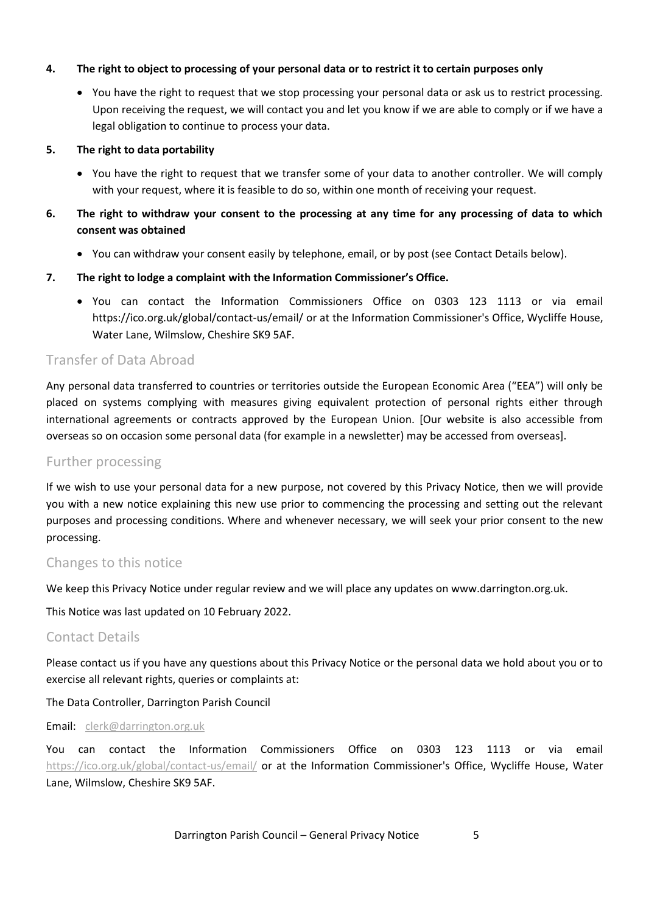**4. The right to object to processing of your personal data or to restrict it to certain purposes only**

- You have the right to request that we stop processing your personal data or ask us to restrict processing. Upon receiving the request, we will contact you and let you know if we are able to comply or if we have a legal obligation to continue to process your data.

**5. The right to data portability**

- You have the right to request that we transfer some of your data to another controller. We will comply with your request, where it is feasible to do so, within one month of receiving your request.

**6. The right to withdraw your consent to the processing at any time for any processing of data to which consent was obtained**

- You can withdraw your consent easily by telephone, email, or by post (see Contact Details below).

**7. The right to lodge a complaint with the Information Commissioner's Office.**

- You can contact the Information Commissioners Office on 0303 123 1113 or via email https://ico.org.uk/global/contact-us/email/ or at the Information Commissioner's Office, Wycliffe House, Water Lane, Wilmslow, Cheshire SK9 5AF.

## Transfer of Data Abroad

Any personal data transferred to countries or territories outside the European Economic Area ("EEA") will only be placed on systems complying with measures giving equivalent protection of personal rights either through international agreements or contracts approved by the European Union. [Our website is also accessible from overseas so on occasion some personal data (for example in a newsletter) may be accessed from overseas].

## Further processing

If we wish to use your personal data for a new purpose, not covered by this Privacy Notice, then we will provide you with a new notice explaining this new use prior to commencing the processing and setting out the relevant purposes and processing conditions. Where and whenever necessary, we will seek your prior consent to the new processing.

## Changes to this notice

We keep this Privacy Notice under regular review and we will place any updates on www.darrington.org.uk.

This Notice was last updated on 10 February 2022.

## Contact Details

Please contact us if you have any questions about this Privacy Notice or the personal data we hold about you or to exercise all relevant rights, queries or complaints at:

The Data Controller, Darrington Parish Council

Email: clerk@darrington.org.uk

You can contact the Information Commissioners Office on 0303 123 1113 or via email https://ico.org.uk/global/contact-us/email/ or at the Information Commissioner's Office, Wycliffe House, Water Lane, Wilmslow, Cheshire SK9 5AF.